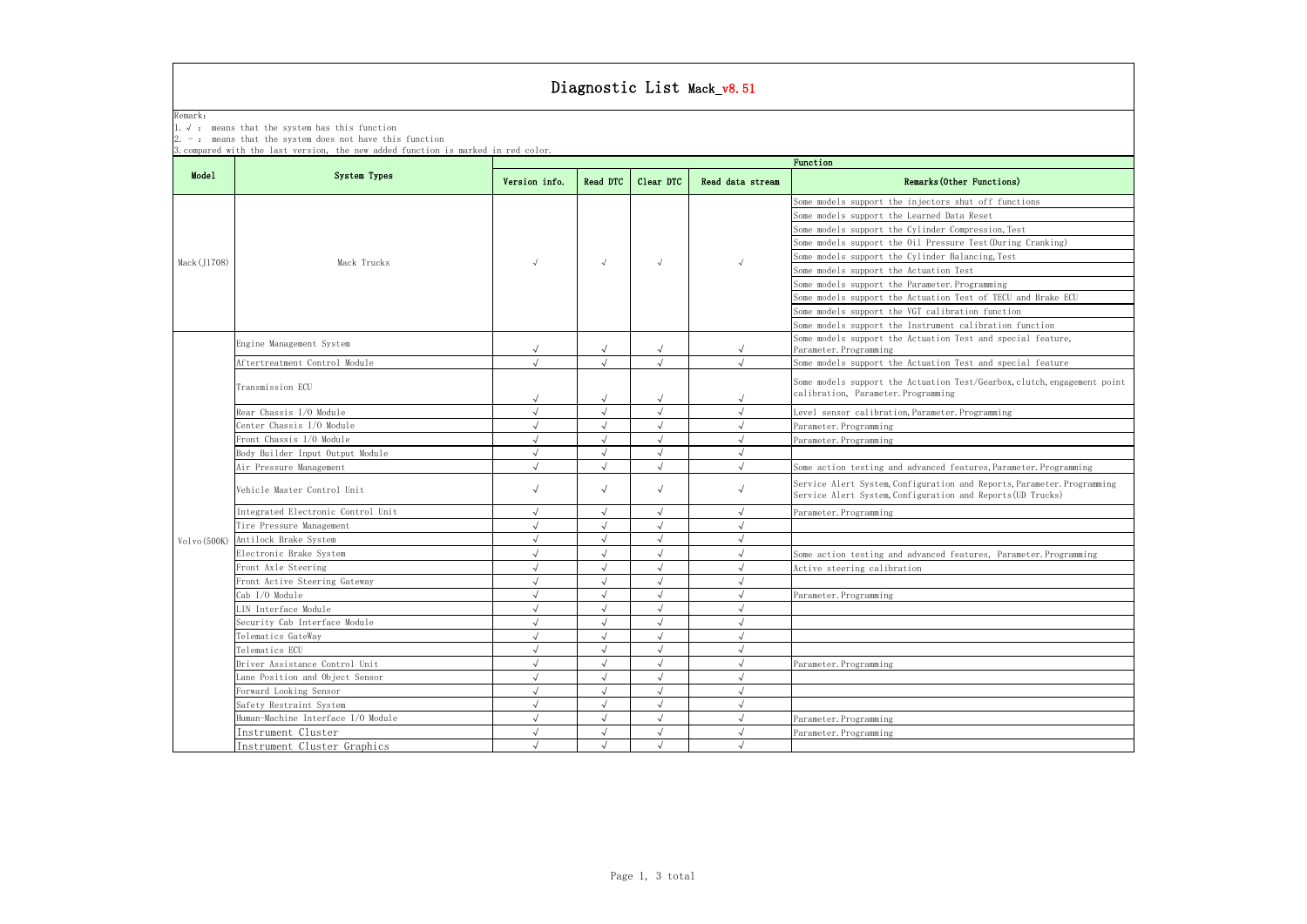# Diagnostic List Mack_v8.51

Remark:
1. √ : means that the system has this function
2. - : means that the system does not have this function
3. compared with the last version, the new added function is marked in red color.

| Model | System Types | Function | | | | |
|---|---|---|---|---|---|---|
| | | Version info. | Read DTC | Clear DTC | Read data stream | Remarks(Other Functions) |
| Mack(J1708) | Mack Trucks | √ | √ | √ | √ | Some models support the injectors shut off functions<br>Some models support the Learned Data Reset<br>Some models support the Cylinder Compression,Test<br>Some models support the Oil Pressure Test(During Cranking)<br>Some models support the Cylinder Balancing,Test<br>Some models support the Actuation Test<br>Some models support the Parameter.Programming<br>Some models support the Actuation Test of TECU and Brake ECU<br>Some models support the VGT calibration function<br>Some models support the Instrument calibration function |
| Volvo(500K) | Engine Management System | √ | √ | √ | √ | Some models support the Actuation Test and special feature, Parameter.Programming |
| | Aftertreatment Control Module | √ | √ | √ | √ | Some models support the Actuation Test and special feature |
| | Transmission ECU | √ | √ | √ | √ | Some models support the Actuation Test/Gearbox,clutch,engagement point calibration, Parameter.Programming |
| | Rear Chassis I/O Module | √ | √ | √ | √ | Level sensor calibration,Parameter.Programming |
| | Center Chassis I/O Module | √ | √ | √ | √ | Parameter.Programming |
| | Front Chassis I/O Module | √ | √ | √ | √ | Parameter.Programming |
| | Body Builder Input Output Module | √ | √ | √ | √ | |
| | Air Pressure Management | √ | √ | √ | √ | Some action testing and advanced features,Parameter.Programming |
| | Vehicle Master Control Unit | √ | √ | √ | √ | Service Alert System,Configuration and Reports,Parameter.Programming<br>Service Alert System,Configuration and Reports(UD Trucks) |
| | Integrated Electronic Control Unit | √ | √ | √ | √ | Parameter.Programming |
| | Tire Pressure Management | √ | √ | √ | √ | |
| | Antilock Brake System | √ | √ | √ | √ | |
| | Electronic Brake System | √ | √ | √ | √ | Some action testing and advanced features, Parameter.Programming |
| | Front Axle Steering | √ | √ | √ | √ | Active steering calibration |
| | Front Active Steering Gateway | √ | √ | √ | √ | |
| | Cab I/O Module | √ | √ | √ | √ | Parameter.Programming |
| | LIN Interface Module | √ | √ | √ | √ | |
| | Security Cab Interface Module | √ | √ | √ | √ | |
| | Telematics GateWay | √ | √ | √ | √ | |
| | Telematics ECU | √ | √ | √ | √ | |
| | Driver Assistance Control Unit | √ | √ | √ | √ | Parameter.Programming |
| | Lane Position and Object Sensor | √ | √ | √ | √ | |
| | Forward Looking Sensor | √ | √ | √ | √ | |
| | Safety Restraint System | √ | √ | √ | √ | |
| | Human-Machine Interface I/O Module | √ | √ | √ | √ | Parameter.Programming |
| | Instrument Cluster | √ | √ | √ | √ | Parameter.Programming |
| | Instrument Cluster Graphics | √ | √ | √ | √ | |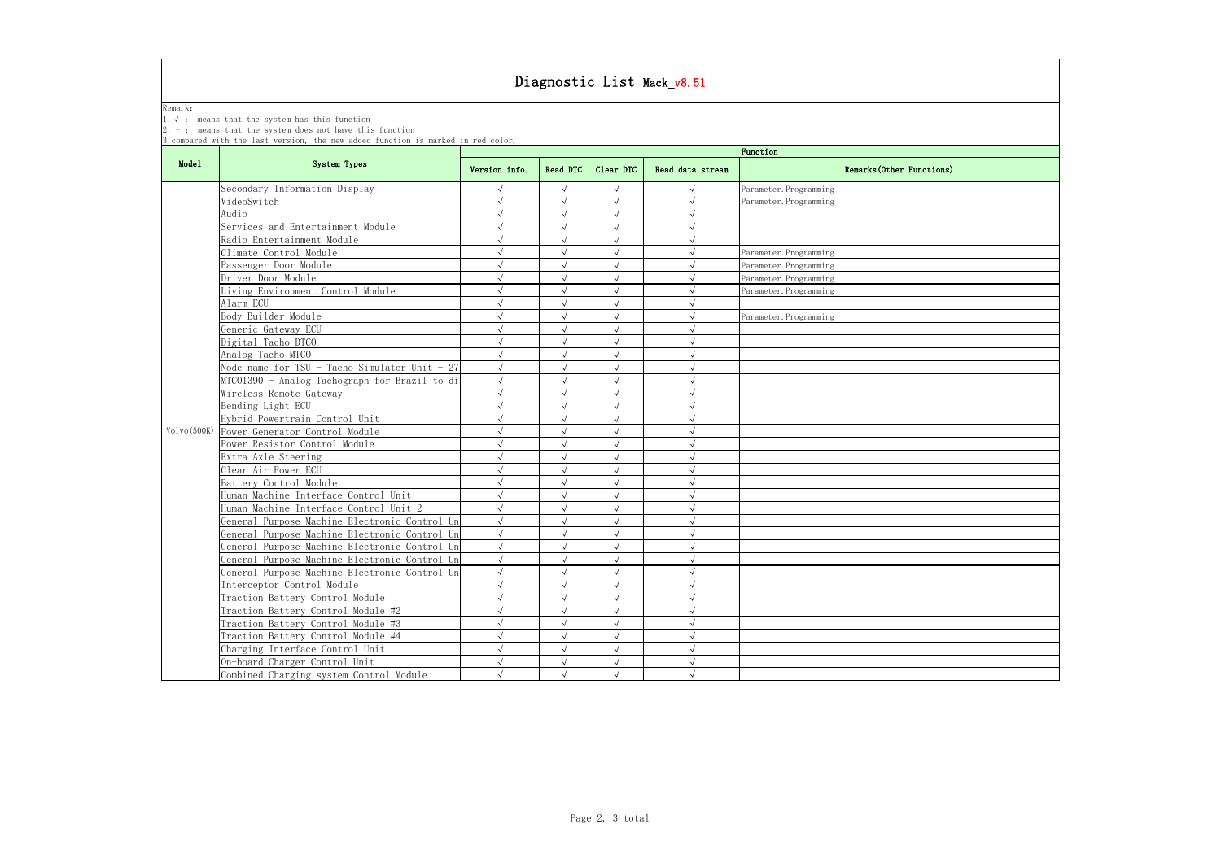# Diagnostic List Mack_v8.51

Remark:

1. √ : means that the system has this function
2. - : means that the system does not have this function
3. compared with the last version, the new added function is marked in red color.

| Model | System Types | Function | | | | |
|---|---|---|---|---|---|---|
| | | Version info. | Read DTC | Clear DTC | Read data stream | Remarks(Other Functions) |
| Volvo(500K) | Secondary Information Display | √ | √ | √ | √ | Parameter.Programming |
| | VideoSwitch | √ | √ | √ | √ | Parameter.Programming |
| | Audio | √ | √ | √ | √ | |
| | Services and Entertainment Module | √ | √ | √ | √ | |
| | Radio Entertainment Module | √ | √ | √ | √ | |
| | Climate Control Module | √ | √ | √ | √ | Parameter.Programming |
| | Passenger Door Module | √ | √ | √ | √ | Parameter.Programming |
| | Driver Door Module | √ | √ | √ | √ | Parameter.Programming |
| | Living Environment Control Module | √ | √ | √ | √ | Parameter.Programming |
| | Alarm ECU | √ | √ | √ | √ | |
| | Body Builder Module | √ | √ | √ | √ | Parameter.Programming |
| | Generic Gateway ECU | √ | √ | √ | √ | |
| | Digital Tacho DTCO | √ | √ | √ | √ | |
| | Analog Tacho MTCO | √ | √ | √ | √ | |
| | Node name for TSU - Tacho Simulator Unit - 27 | √ | √ | √ | √ | |
| | MTCO1390 - Analog Tachograph for Brazil to di | √ | √ | √ | √ | |
| | Wireless Remote Gateway | √ | √ | √ | √ | |
| | Bending Light ECU | √ | √ | √ | √ | |
| | Hybrid Powertrain Control Unit | √ | √ | √ | √ | |
| | Power Generator Control Module | √ | √ | √ | √ | |
| | Power Resistor Control Module | √ | √ | √ | √ | |
| | Extra Axle Steering | √ | √ | √ | √ | |
| | Clear Air Power ECU | √ | √ | √ | √ | |
| | Battery Control Module | √ | √ | √ | √ | |
| | Human Machine Interface Control Unit | √ | √ | √ | √ | |
| | Human Machine Interface Control Unit 2 | √ | √ | √ | √ | |
| | General Purpose Machine Electronic Control Un | √ | √ | √ | √ | |
| | General Purpose Machine Electronic Control Un | √ | √ | √ | √ | |
| | General Purpose Machine Electronic Control Un | √ | √ | √ | √ | |
| | General Purpose Machine Electronic Control Un | √ | √ | √ | √ | |
| | General Purpose Machine Electronic Control Un | √ | √ | √ | √ | |
| | Interceptor Control Module | √ | √ | √ | √ | |
| | Traction Battery Control Module | √ | √ | √ | √ | |
| | Traction Battery Control Module #2 | √ | √ | √ | √ | |
| | Traction Battery Control Module #3 | √ | √ | √ | √ | |
| | Traction Battery Control Module #4 | √ | √ | √ | √ | |
| | Charging Interface Control Unit | √ | √ | √ | √ | |
| | On-board Charger Control Unit | √ | √ | √ | √ | |
| | Combined Charging system Control Module | √ | √ | √ | √ | |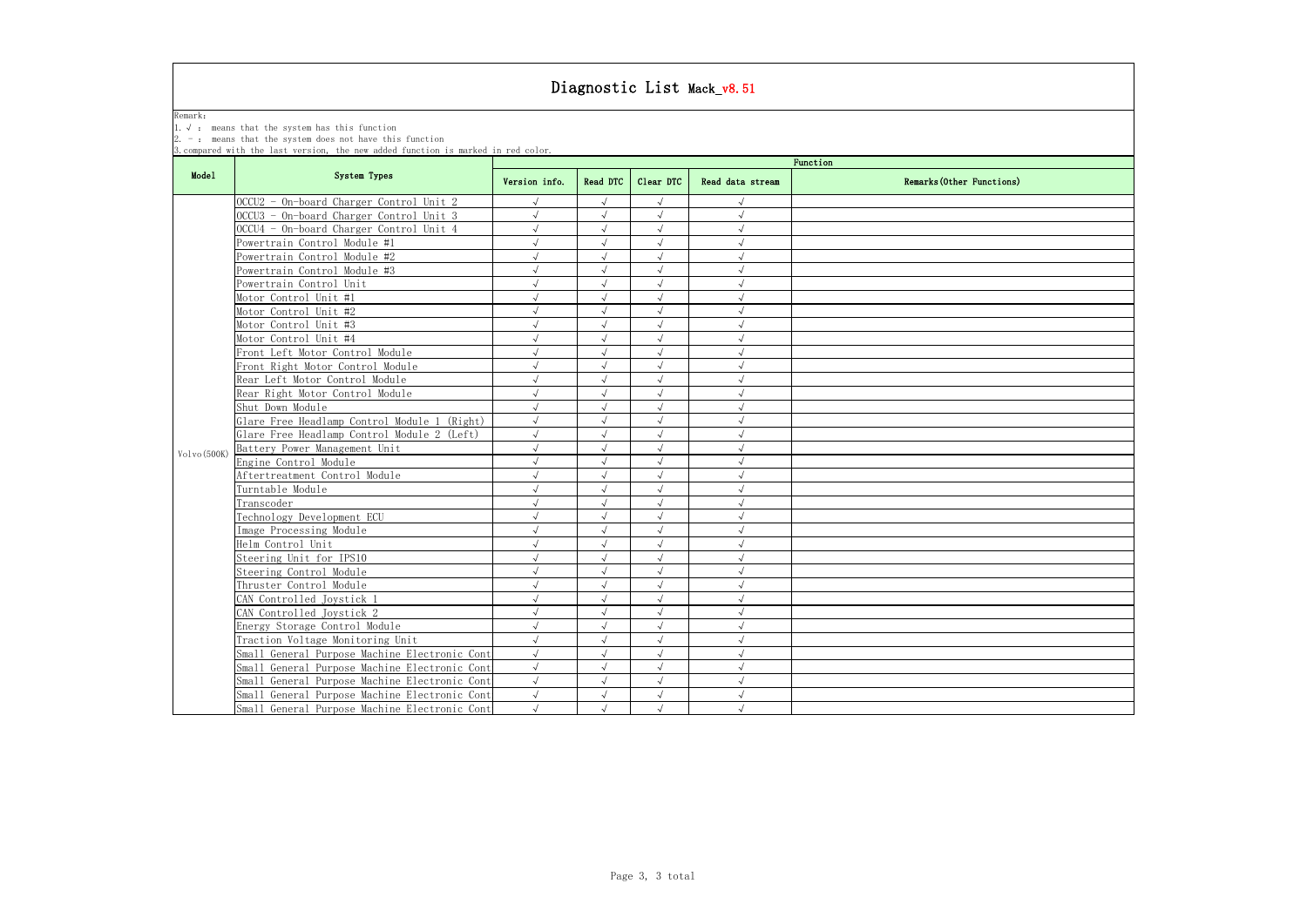# Diagnostic List Mack_v8.51

Remark:
1. √ : means that the system has this function
2. - : means that the system does not have this function
3. compared with the last version, the new added function is marked in red color.

| Model | System Types | Function | | | | |
|---|---|---|---|---|---|---|
| | | Version info. | Read DTC | Clear DTC | Read data stream | Remarks(Other Functions) |
| Volvo(500K) | OCCU2 - On-board Charger Control Unit 2 | √ | √ | √ | √ | |
| | OCCU3 - On-board Charger Control Unit 3 | √ | √ | √ | √ | |
| | OCCU4 - On-board Charger Control Unit 4 | √ | √ | √ | √ | |
| | Powertrain Control Module #1 | √ | √ | √ | √ | |
| | Powertrain Control Module #2 | √ | √ | √ | √ | |
| | Powertrain Control Module #3 | √ | √ | √ | √ | |
| | Powertrain Control Unit | √ | √ | √ | √ | |
| | Motor Control Unit #1 | √ | √ | √ | √ | |
| | Motor Control Unit #2 | √ | √ | √ | √ | |
| | Motor Control Unit #3 | √ | √ | √ | √ | |
| | Motor Control Unit #4 | √ | √ | √ | √ | |
| | Front Left Motor Control Module | √ | √ | √ | √ | |
| | Front Right Motor Control Module | √ | √ | √ | √ | |
| | Rear Left Motor Control Module | √ | √ | √ | √ | |
| | Rear Right Motor Control Module | √ | √ | √ | √ | |
| | Shut Down Module | √ | √ | √ | √ | |
| | Glare Free Headlamp Control Module 1 (Right) | √ | √ | √ | √ | |
| | Glare Free Headlamp Control Module 2 (Left) | √ | √ | √ | √ | |
| | Battery Power Management Unit | √ | √ | √ | √ | |
| | Engine Control Module | √ | √ | √ | √ | |
| | Aftertreatment Control Module | √ | √ | √ | √ | |
| | Turntable Module | √ | √ | √ | √ | |
| | Transcoder | √ | √ | √ | √ | |
| | Technology Development ECU | √ | √ | √ | √ | |
| | Image Processing Module | √ | √ | √ | √ | |
| | Helm Control Unit | √ | √ | √ | √ | |
| | Steering Unit for IPS10 | √ | √ | √ | √ | |
| | Steering Control Module | √ | √ | √ | √ | |
| | Thruster Control Module | √ | √ | √ | √ | |
| | CAN Controlled Joystick 1 | √ | √ | √ | √ | |
| | CAN Controlled Joystick 2 | √ | √ | √ | √ | |
| | Energy Storage Control Module | √ | √ | √ | √ | |
| | Traction Voltage Monitoring Unit | √ | √ | √ | √ | |
| | Small General Purpose Machine Electronic Cont | √ | √ | √ | √ | |
| | Small General Purpose Machine Electronic Cont | √ | √ | √ | √ | |
| | Small General Purpose Machine Electronic Cont | √ | √ | √ | √ | |
| | Small General Purpose Machine Electronic Cont | √ | √ | √ | √ | |
| | Small General Purpose Machine Electronic Cont | √ | √ | √ | √ | |